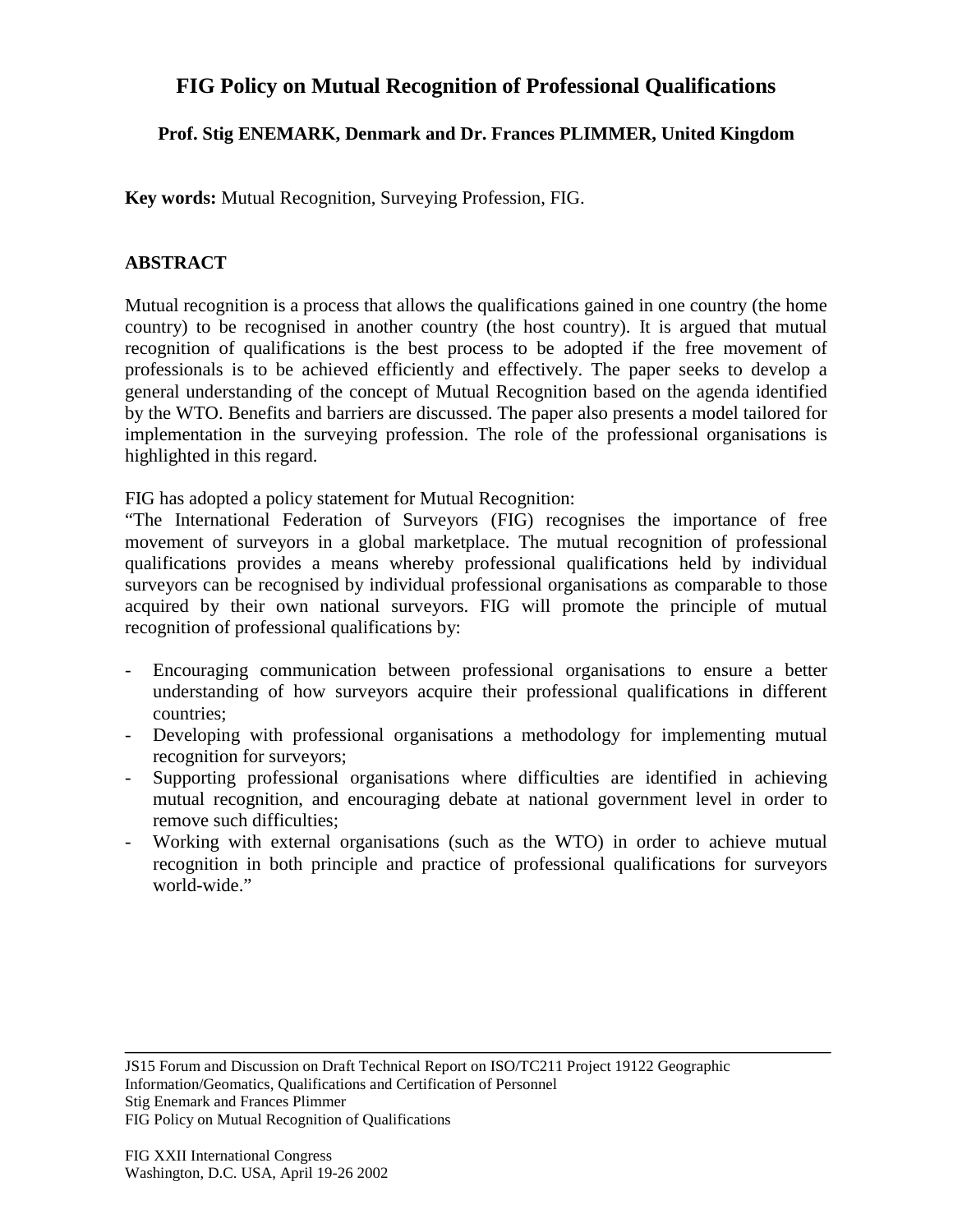# FIG Policy on Mutual Recognition of Professional Qualifications

**Prof. Stig ENEMARK, Denmark and Dr. Frances PLIMMER, United Kingdom**

**Key words:** Mutual Recognition, Surveying Profession, FIG.

## ABSTRACT

Mutual recognition is a process that allows the qualifications gained in one country (the home country) to be recognised in another country (the host country). It is argued that mutual recognition of qualifications is the best process to be adopted if the free movement of professionals is to be achieved efficiently and effectively. The paper seeks to develop a general understanding of the concept of Mutual Recognition based on the agenda identified by the WTO. Benefits and barriers are discussed. The paper also presents a model tailored for implementation in the surveying profession. The role of the professional organisations is highlighted in this regard.

FIG has adopted a policy statement for Mutual Recognition:
"The International Federation of Surveyors (FIG) recognises the importance of free movement of surveyors in a global marketplace. The mutual recognition of professional qualifications provides a means whereby professional qualifications held by individual surveyors can be recognised by individual professional organisations as comparable to those acquired by their own national surveyors. FIG will promote the principle of mutual recognition of professional qualifications by:

- Encouraging communication between professional organisations to ensure a better understanding of how surveyors acquire their professional qualifications in different countries;
- Developing with professional organisations a methodology for implementing mutual recognition for surveyors;
- Supporting professional organisations where difficulties are identified in achieving mutual recognition, and encouraging debate at national government level in order to remove such difficulties;
- Working with external organisations (such as the WTO) in order to achieve mutual recognition in both principle and practice of professional qualifications for surveyors world-wide."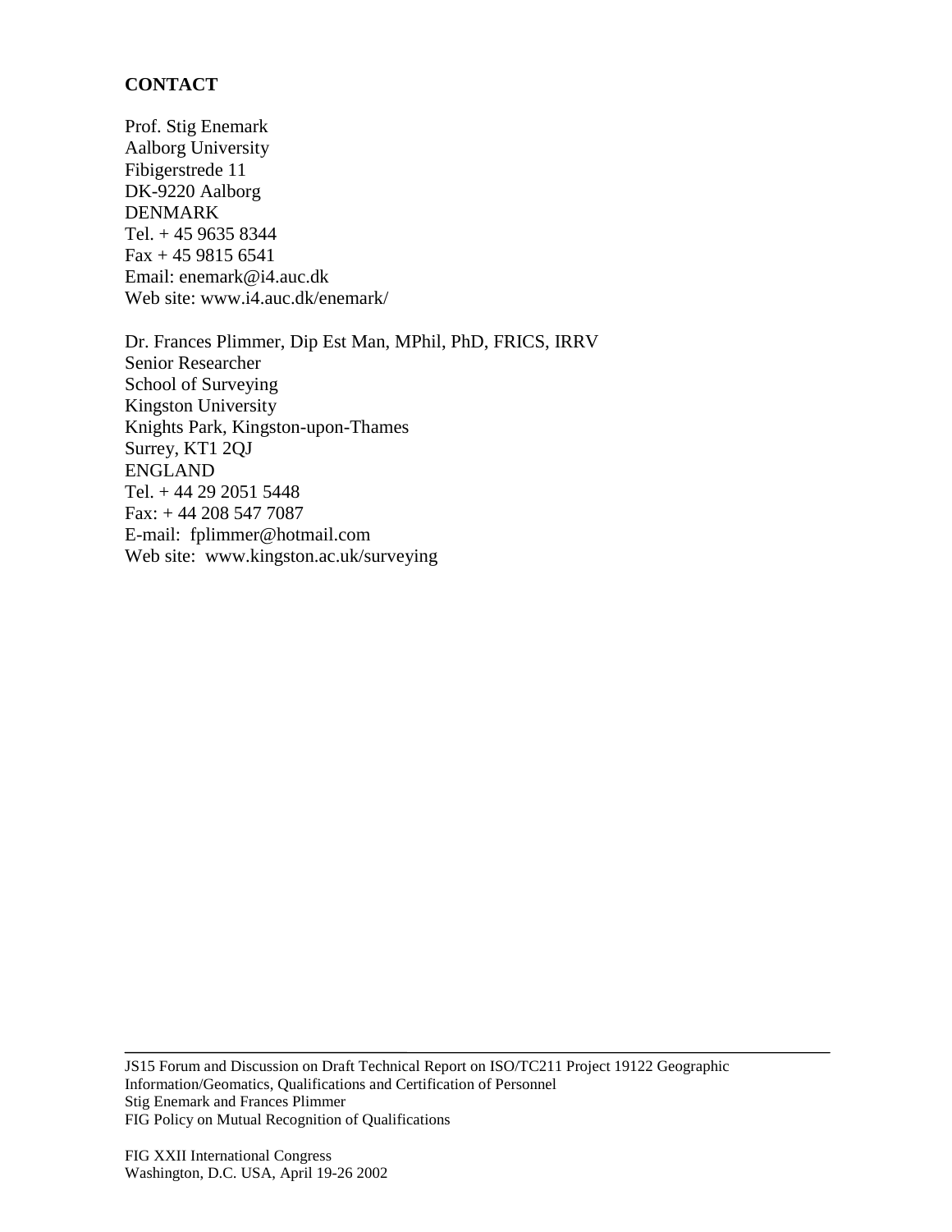**CONTACT**

Prof. Stig Enemark
Aalborg University
Fibigerstrede 11
DK-9220 Aalborg
DENMARK
Tel. + 45 9635 8344
Fax + 45 9815 6541
Email: enemark@i4.auc.dk
Web site: www.i4.auc.dk/enemark/

Dr. Frances Plimmer, Dip Est Man, MPhil, PhD, FRICS, IRRV
Senior Researcher
School of Surveying
Kingston University
Knights Park, Kingston-upon-Thames
Surrey, KT1 2QJ
ENGLAND
Tel. + 44 29 2051 5448
Fax: + 44 208 547 7087
E-mail: fplimmer@hotmail.com
Web site: www.kingston.ac.uk/surveying